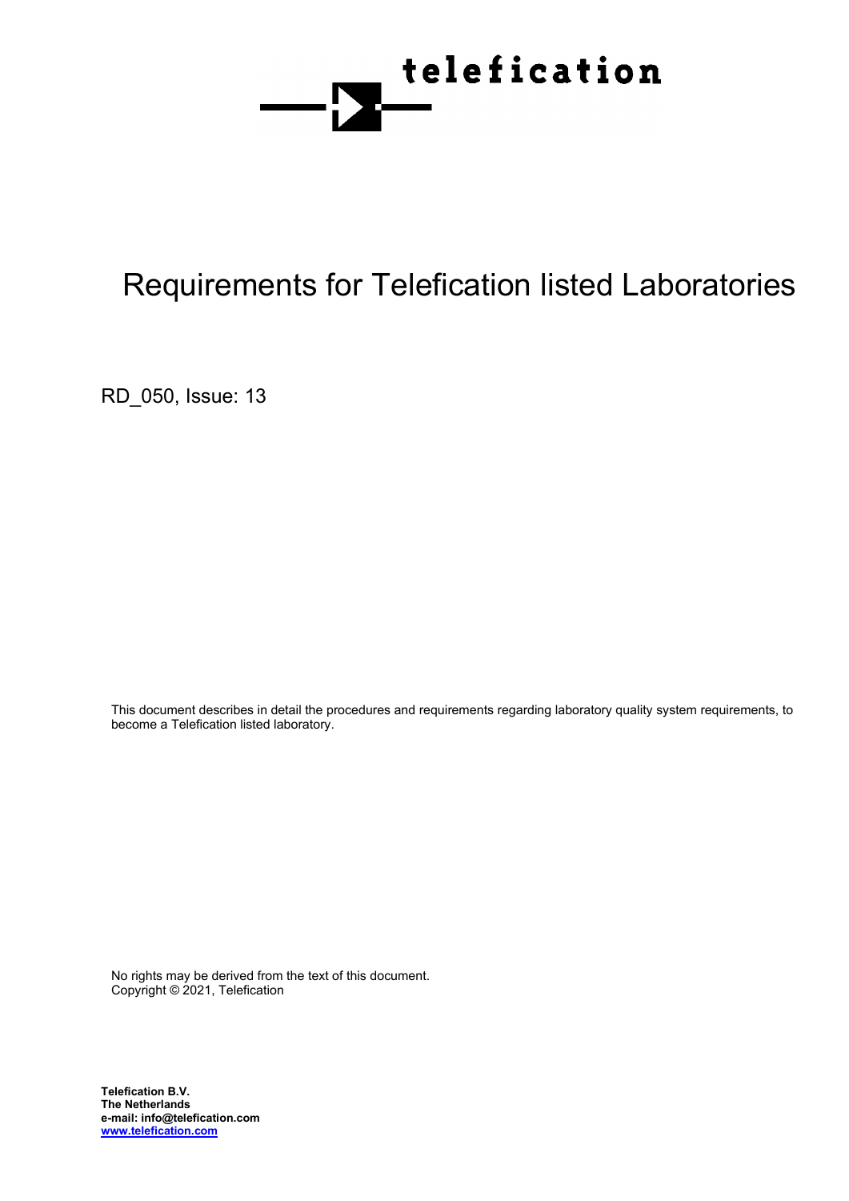telefication

# Requirements for Telefication listed Laboratories

RD_050, Issue: 13

This document describes in detail the procedures and requirements regarding laboratory quality system requirements, to become a Telefication listed laboratory.

No rights may be derived from the text of this document.
Copyright © 2021, Telefication

**Telefication B.V.**
**The Netherlands**
**e-mail: info@telefication.com**
**www.telefication.com**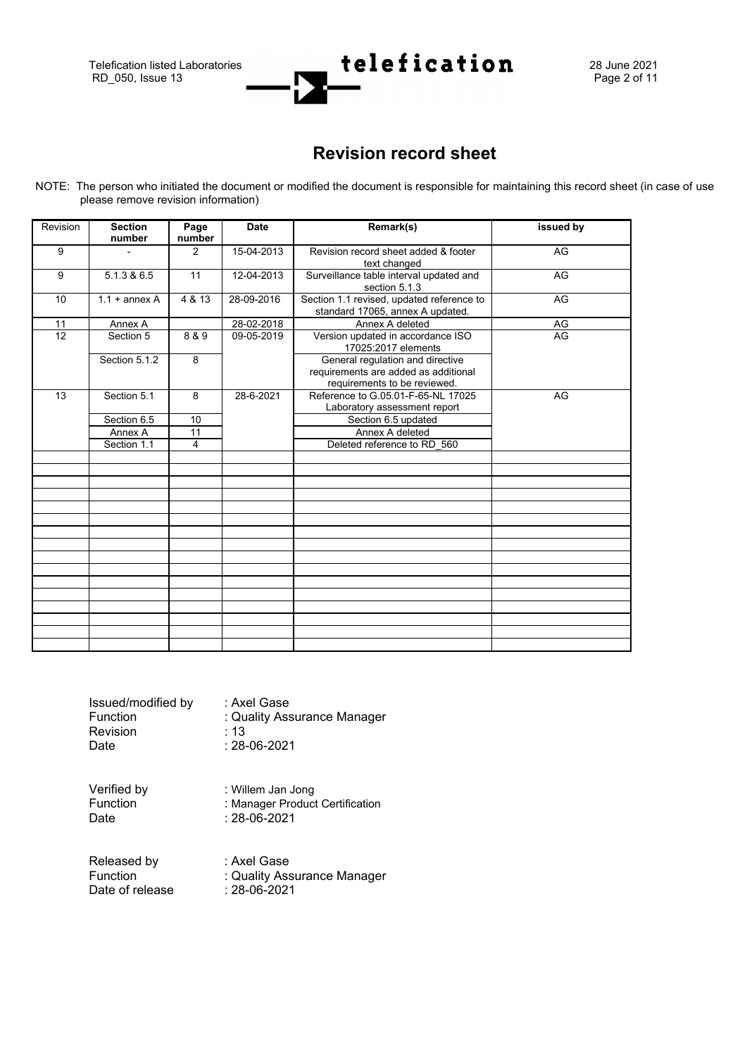# Revision record sheet

NOTE: The person who initiated the document or modified the document is responsible for maintaining this record sheet (in case of use please remove revision information)

| Revision | Section number | Page number | Date | Remark(s) | issued by |
|---|---|---|---|---|---|
| 9 | - | 2 | 15-04-2013 | Revision record sheet added & footer text changed | AG |
| 9 | 5.1.3 & 6.5 | 11 | 12-04-2013 | Surveillance table interval updated and section 5.1.3 | AG |
| 10 | 1.1 + annex A | 4 & 13 | 28-09-2016 | Section 1.1 revised, updated reference to standard 17065, annex A updated. | AG |
| 11 | Annex A | | 28-02-2018 | Annex A deleted | AG |
| 12 | Section 5 | 8 & 9 | 09-05-2019 | Version updated in accordance ISO 17025:2017 elements | AG |
| | Section 5.1.2 | 8 | | General regulation and directive requirements are added as additional requirements to be reviewed. | |
| 13 | Section 5.1 | 8 | 28-6-2021 | Reference to G.05.01-F-65-NL 17025 Laboratory assessment report | AG |
| | Section 6.5 | 10 | | Section 6.5 updated | |
| | Annex A | 11 | | Annex A deleted | |
| | Section 1.1 | 4 | | Deleted reference to RD_560 | |
| | | | | | |
| | | | | | |
| | | | | | |
| | | | | | |
| | | | | | |
| | | | | | |
| | | | | | |
| | | | | | |
| | | | | | |
| | | | | | |
| | | | | | |
| | | | | | |
| | | | | | |
| | | | | | |
| | | | | | |
| | | | | | |

Issued/modified by : Axel Gase
Function : Quality Assurance Manager
Revision : 13
Date : 28-06-2021

Verified by : Willem Jan Jong
Function : Manager Product Certification
Date : 28-06-2021

Released by : Axel Gase
Function : Quality Assurance Manager
Date of release : 28-06-2021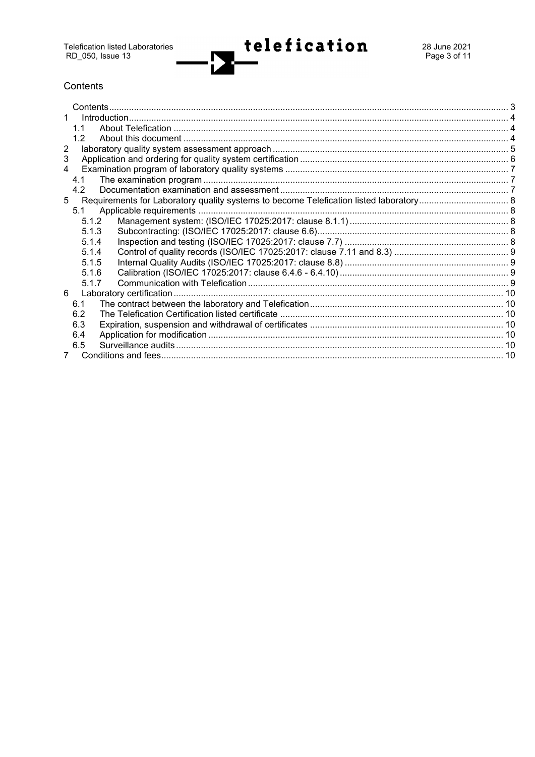# Contents

Contents ... 3
1 Introduction ... 4
  1.1 About Telefication ... 4
  1.2 About this document ... 4
2 laboratory quality system assessment approach ... 5
3 Application and ordering for quality system certification ... 6
4 Examination program of laboratory quality systems ... 7
  4.1 The examination program ... 7
  4.2 Documentation examination and assessment ... 7
5 Requirements for Laboratory quality systems to become Telefication listed laboratory ... 8
  5.1 Applicable requirements ... 8
    5.1.2 Management system: (ISO/IEC 17025:2017: clause 8.1.1) ... 8
    5.1.3 Subcontracting: (ISO/IEC 17025:2017: clause 6.6) ... 8
    5.1.4 Inspection and testing (ISO/IEC 17025:2017: clause 7.7) ... 8
    5.1.4 Control of quality records (ISO/IEC 17025:2017: clause 7.11 and 8.3) ... 9
    5.1.5 Internal Quality Audits (ISO/IEC 17025:2017: clause 8.8) ... 9
    5.1.6 Calibration (ISO/IEC 17025:2017: clause 6.4.6 - 6.4.10) ... 9
    5.1.7 Communication with Telefication ... 9
6 Laboratory certification ... 10
  6.1 The contract between the laboratory and Telefication ... 10
  6.2 The Telefication Certification listed certificate ... 10
  6.3 Expiration, suspension and withdrawal of certificates ... 10
  6.4 Application for modification ... 10
  6.5 Surveillance audits ... 10
7 Conditions and fees ... 10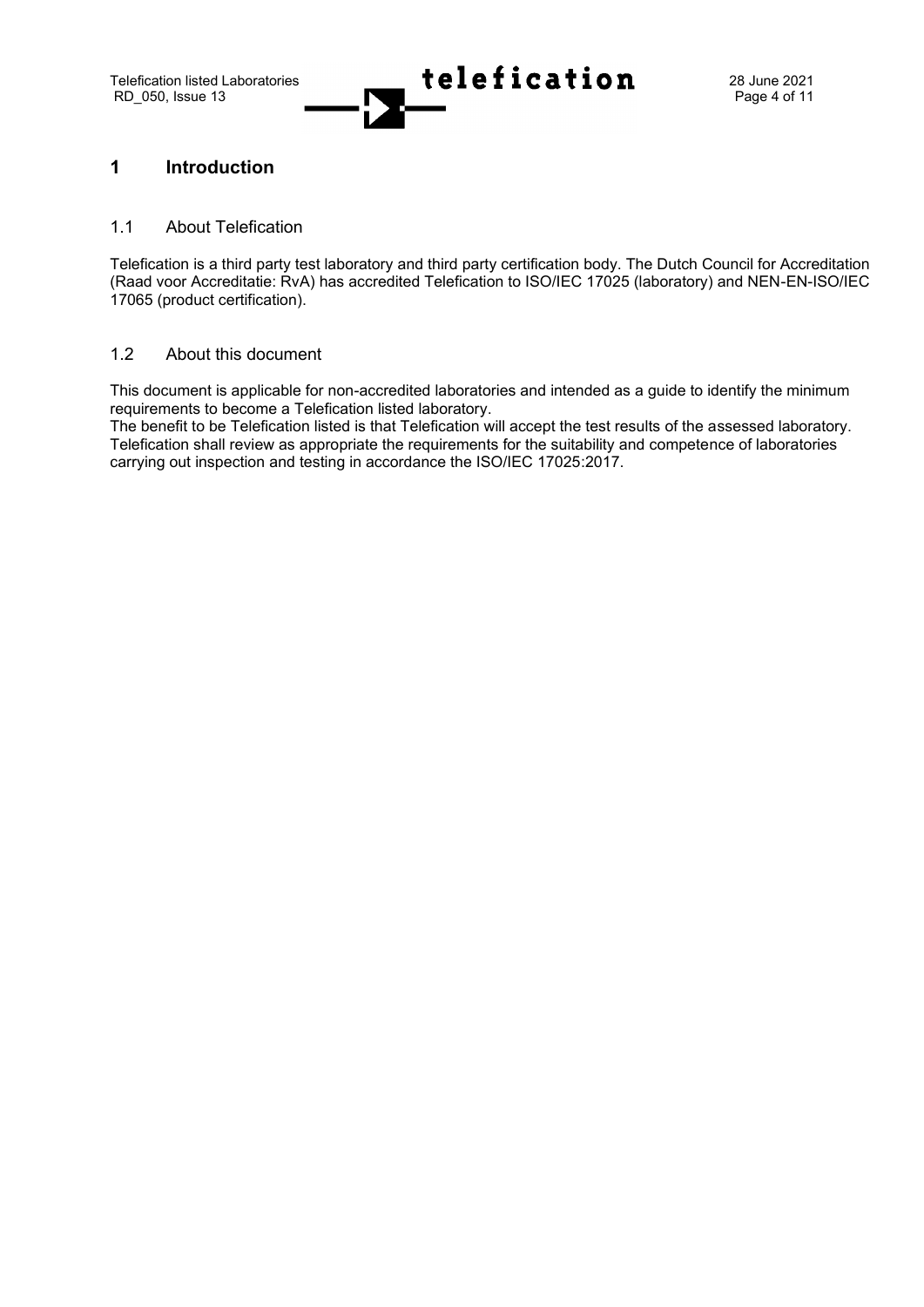# 1 Introduction

## 1.1 About Telefication

Telefication is a third party test laboratory and third party certification body. The Dutch Council for Accreditation (Raad voor Accreditatie: RvA) has accredited Telefication to ISO/IEC 17025 (laboratory) and NEN-EN-ISO/IEC 17065 (product certification).

## 1.2 About this document

This document is applicable for non-accredited laboratories and intended as a guide to identify the minimum requirements to become a Telefication listed laboratory.
The benefit to be Telefication listed is that Telefication will accept the test results of the assessed laboratory. Telefication shall review as appropriate the requirements for the suitability and competence of laboratories carrying out inspection and testing in accordance the ISO/IEC 17025:2017.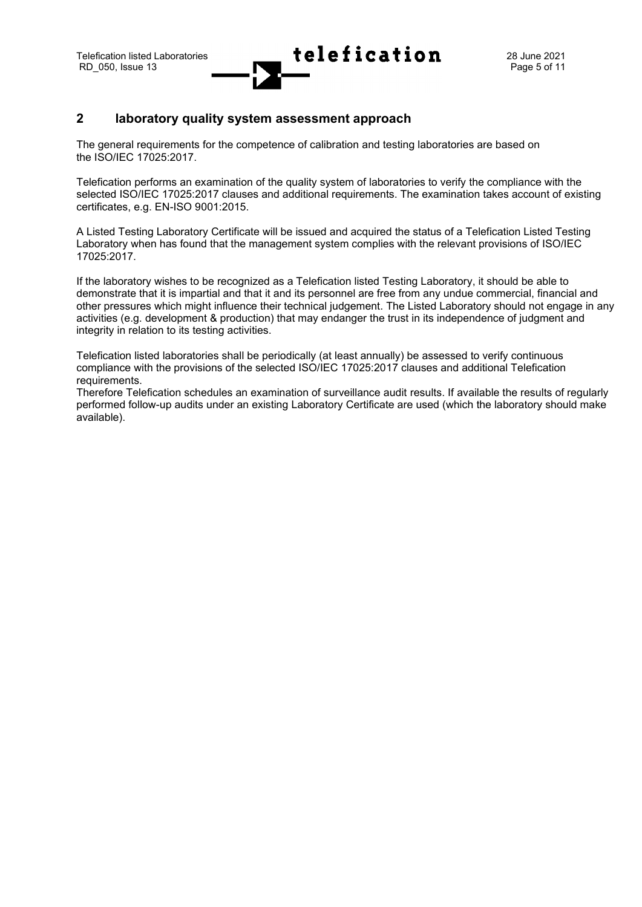## 2 laboratory quality system assessment approach

The general requirements for the competence of calibration and testing laboratories are based on the ISO/IEC 17025:2017.

Telefication performs an examination of the quality system of laboratories to verify the compliance with the selected ISO/IEC 17025:2017 clauses and additional requirements. The examination takes account of existing certificates, e.g. EN-ISO 9001:2015.

A Listed Testing Laboratory Certificate will be issued and acquired the status of a Telefication Listed Testing Laboratory when has found that the management system complies with the relevant provisions of ISO/IEC 17025:2017.

If the laboratory wishes to be recognized as a Telefication listed Testing Laboratory, it should be able to demonstrate that it is impartial and that it and its personnel are free from any undue commercial, financial and other pressures which might influence their technical judgement. The Listed Laboratory should not engage in any activities (e.g. development & production) that may endanger the trust in its independence of judgment and integrity in relation to its testing activities.

Telefication listed laboratories shall be periodically (at least annually) be assessed to verify continuous compliance with the provisions of the selected ISO/IEC 17025:2017 clauses and additional Telefication requirements.
Therefore Telefication schedules an examination of surveillance audit results. If available the results of regularly performed follow-up audits under an existing Laboratory Certificate are used (which the laboratory should make available).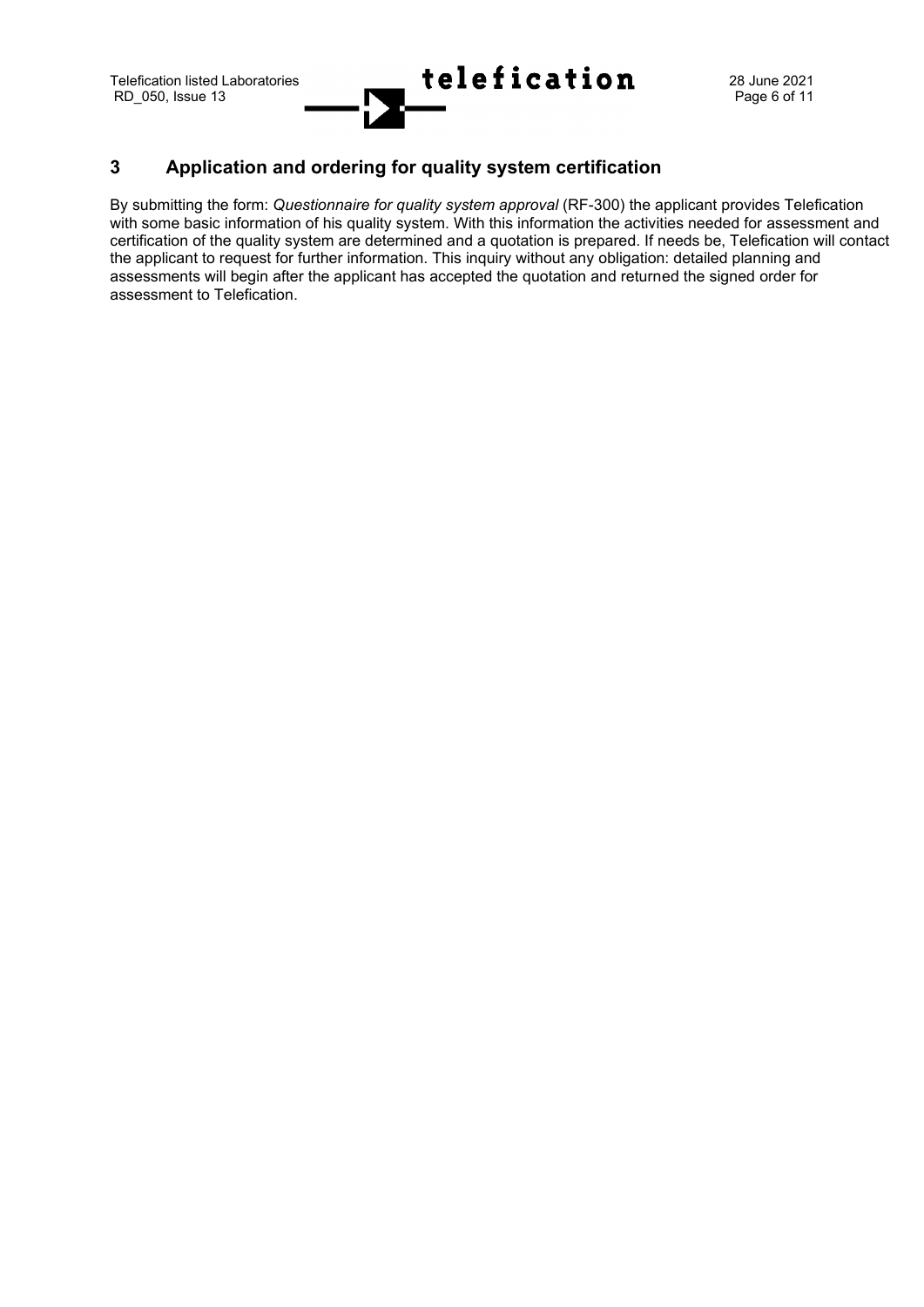# 3 Application and ordering for quality system certification

By submitting the form: *Questionnaire for quality system approval* (RF-300) the applicant provides Telefication with some basic information of his quality system. With this information the activities needed for assessment and certification of the quality system are determined and a quotation is prepared. If needs be, Telefication will contact the applicant to request for further information. This inquiry without any obligation: detailed planning and assessments will begin after the applicant has accepted the quotation and returned the signed order for assessment to Telefication.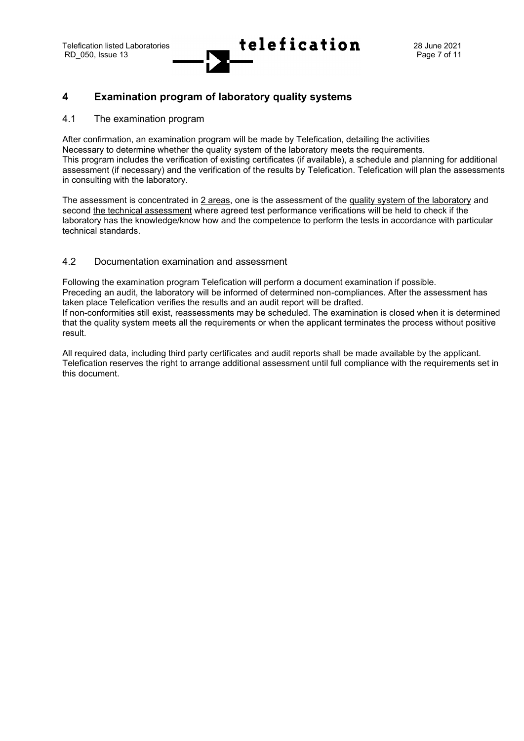# 4 Examination program of laboratory quality systems

## 4.1 The examination program

After confirmation, an examination program will be made by Telefication, detailing the activities Necessary to determine whether the quality system of the laboratory meets the requirements. This program includes the verification of existing certificates (if available), a schedule and planning for additional assessment (if necessary) and the verification of the results by Telefication. Telefication will plan the assessments in consulting with the laboratory.

The assessment is concentrated in <u>2 areas</u>, one is the assessment of the <u>quality system of the laboratory</u> and second <u>the technical assessment</u> where agreed test performance verifications will be held to check if the laboratory has the knowledge/know how and the competence to perform the tests in accordance with particular technical standards.

## 4.2 Documentation examination and assessment

Following the examination program Telefication will perform a document examination if possible. Preceding an audit, the laboratory will be informed of determined non-compliances. After the assessment has taken place Telefication verifies the results and an audit report will be drafted. If non-conformities still exist, reassessments may be scheduled. The examination is closed when it is determined that the quality system meets all the requirements or when the applicant terminates the process without positive result.

All required data, including third party certificates and audit reports shall be made available by the applicant. Telefication reserves the right to arrange additional assessment until full compliance with the requirements set in this document.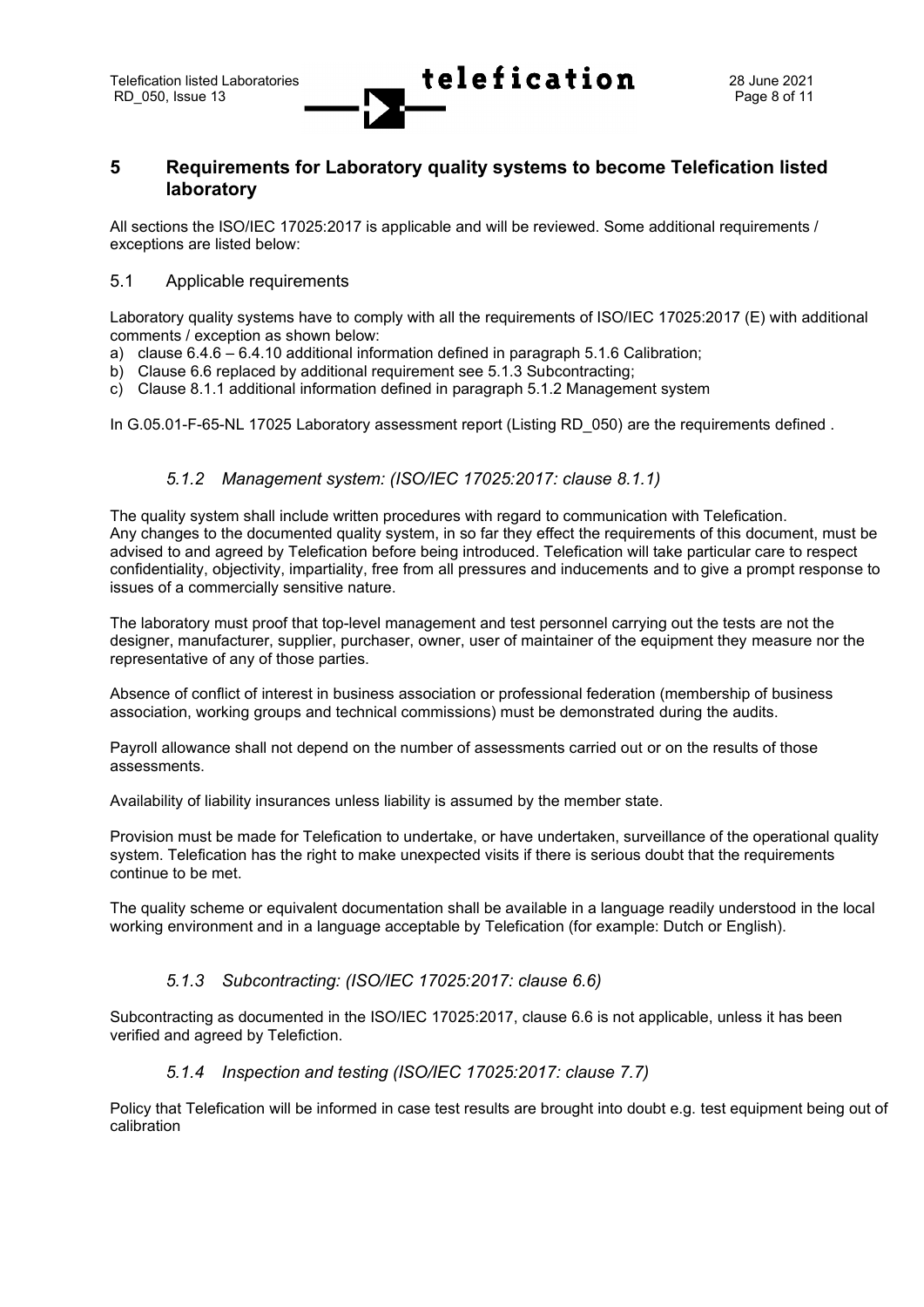# 5 Requirements for Laboratory quality systems to become Telefication listed laboratory

All sections the ISO/IEC 17025:2017 is applicable and will be reviewed. Some additional requirements / exceptions are listed below:

## 5.1 Applicable requirements

Laboratory quality systems have to comply with all the requirements of ISO/IEC 17025:2017 (E) with additional comments / exception as shown below:

a) clause 6.4.6 – 6.4.10 additional information defined in paragraph 5.1.6 Calibration;
b) Clause 6.6 replaced by additional requirement see 5.1.3 Subcontracting;
c) Clause 8.1.1 additional information defined in paragraph 5.1.2 Management system

In G.05.01-F-65-NL 17025 Laboratory assessment report (Listing RD_050) are the requirements defined .

### *5.1.2 Management system: (ISO/IEC 17025:2017: clause 8.1.1)*

The quality system shall include written procedures with regard to communication with Telefication.
Any changes to the documented quality system, in so far they effect the requirements of this document, must be advised to and agreed by Telefication before being introduced. Telefication will take particular care to respect confidentiality, objectivity, impartiality, free from all pressures and inducements and to give a prompt response to issues of a commercially sensitive nature.

The laboratory must proof that top-level management and test personnel carrying out the tests are not the designer, manufacturer, supplier, purchaser, owner, user of maintainer of the equipment they measure nor the representative of any of those parties.

Absence of conflict of interest in business association or professional federation (membership of business association, working groups and technical commissions) must be demonstrated during the audits.

Payroll allowance shall not depend on the number of assessments carried out or on the results of those assessments.

Availability of liability insurances unless liability is assumed by the member state.

Provision must be made for Telefication to undertake, or have undertaken, surveillance of the operational quality system. Telefication has the right to make unexpected visits if there is serious doubt that the requirements continue to be met.

The quality scheme or equivalent documentation shall be available in a language readily understood in the local working environment and in a language acceptable by Telefication (for example: Dutch or English).

### *5.1.3 Subcontracting: (ISO/IEC 17025:2017: clause 6.6)*

Subcontracting as documented in the ISO/IEC 17025:2017, clause 6.6 is not applicable, unless it has been verified and agreed by Telefiction.

### *5.1.4 Inspection and testing (ISO/IEC 17025:2017: clause 7.7)*

Policy that Telefication will be informed in case test results are brought into doubt e.g. test equipment being out of calibration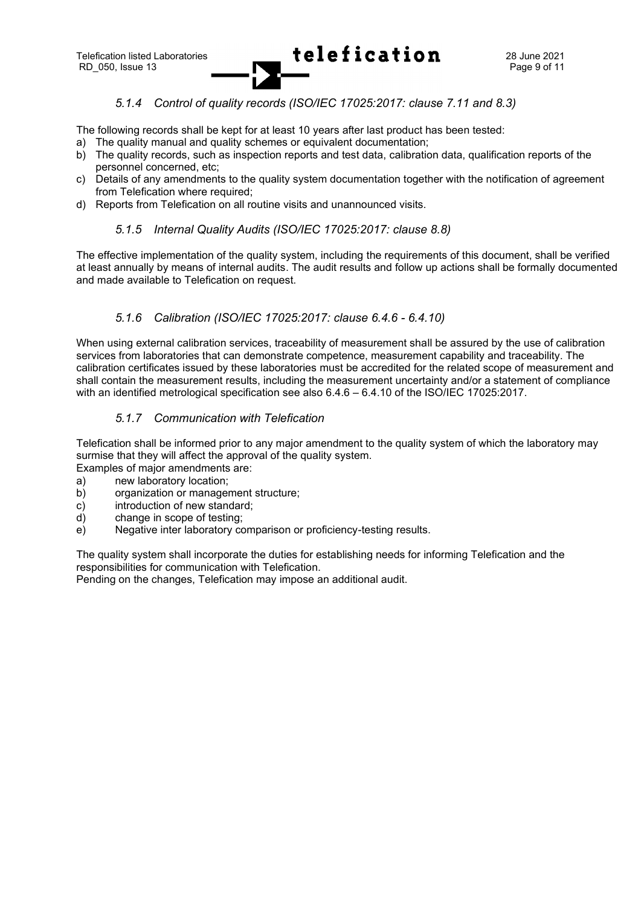### *5.1.4 Control of quality records (ISO/IEC 17025:2017: clause 7.11 and 8.3)*

The following records shall be kept for at least 10 years after last product has been tested:

a) The quality manual and quality schemes or equivalent documentation;
b) The quality records, such as inspection reports and test data, calibration data, qualification reports of the personnel concerned, etc;
c) Details of any amendments to the quality system documentation together with the notification of agreement from Telefication where required;
d) Reports from Telefication on all routine visits and unannounced visits.

### *5.1.5 Internal Quality Audits (ISO/IEC 17025:2017: clause 8.8)*

The effective implementation of the quality system, including the requirements of this document, shall be verified at least annually by means of internal audits. The audit results and follow up actions shall be formally documented and made available to Telefication on request.

### *5.1.6 Calibration (ISO/IEC 17025:2017: clause 6.4.6 - 6.4.10)*

When using external calibration services, traceability of measurement shall be assured by the use of calibration services from laboratories that can demonstrate competence, measurement capability and traceability. The calibration certificates issued by these laboratories must be accredited for the related scope of measurement and shall contain the measurement results, including the measurement uncertainty and/or a statement of compliance with an identified metrological specification see also 6.4.6 – 6.4.10 of the ISO/IEC 17025:2017.

### *5.1.7 Communication with Telefication*

Telefication shall be informed prior to any major amendment to the quality system of which the laboratory may surmise that they will affect the approval of the quality system.
Examples of major amendments are:

a) new laboratory location;
b) organization or management structure;
c) introduction of new standard;
d) change in scope of testing;
e) Negative inter laboratory comparison or proficiency-testing results.

The quality system shall incorporate the duties for establishing needs for informing Telefication and the responsibilities for communication with Telefication.
Pending on the changes, Telefication may impose an additional audit.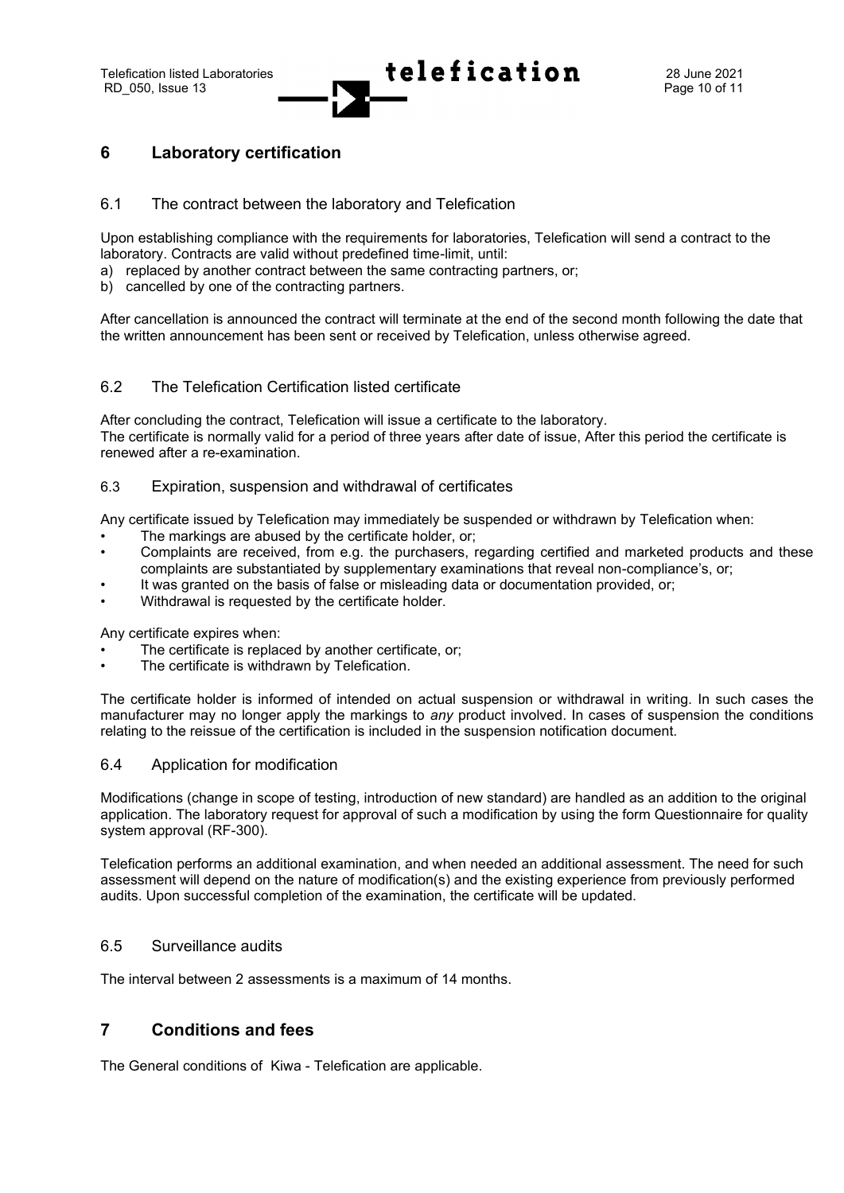## 6 Laboratory certification

### 6.1 The contract between the laboratory and Telefication

Upon establishing compliance with the requirements for laboratories, Telefication will send a contract to the laboratory. Contracts are valid without predefined time-limit, until:

a) replaced by another contract between the same contracting partners, or;
b) cancelled by one of the contracting partners.

After cancellation is announced the contract will terminate at the end of the second month following the date that the written announcement has been sent or received by Telefication, unless otherwise agreed.

### 6.2 The Telefication Certification listed certificate

After concluding the contract, Telefication will issue a certificate to the laboratory.
The certificate is normally valid for a period of three years after date of issue, After this period the certificate is renewed after a re-examination.

### 6.3 Expiration, suspension and withdrawal of certificates

Any certificate issued by Telefication may immediately be suspended or withdrawn by Telefication when:

- The markings are abused by the certificate holder, or;
- Complaints are received, from e.g. the purchasers, regarding certified and marketed products and these complaints are substantiated by supplementary examinations that reveal non-compliance's, or;
- It was granted on the basis of false or misleading data or documentation provided, or;
- Withdrawal is requested by the certificate holder.

Any certificate expires when:

- The certificate is replaced by another certificate, or;
- The certificate is withdrawn by Telefication.

The certificate holder is informed of intended on actual suspension or withdrawal in writing. In such cases the manufacturer may no longer apply the markings to *any* product involved. In cases of suspension the conditions relating to the reissue of the certification is included in the suspension notification document.

### 6.4 Application for modification

Modifications (change in scope of testing, introduction of new standard) are handled as an addition to the original application. The laboratory request for approval of such a modification by using the form Questionnaire for quality system approval (RF-300).

Telefication performs an additional examination, and when needed an additional assessment. The need for such assessment will depend on the nature of modification(s) and the existing experience from previously performed audits. Upon successful completion of the examination, the certificate will be updated.

### 6.5 Surveillance audits

The interval between 2 assessments is a maximum of 14 months.

## 7 Conditions and fees

The General conditions of Kiwa - Telefication are applicable.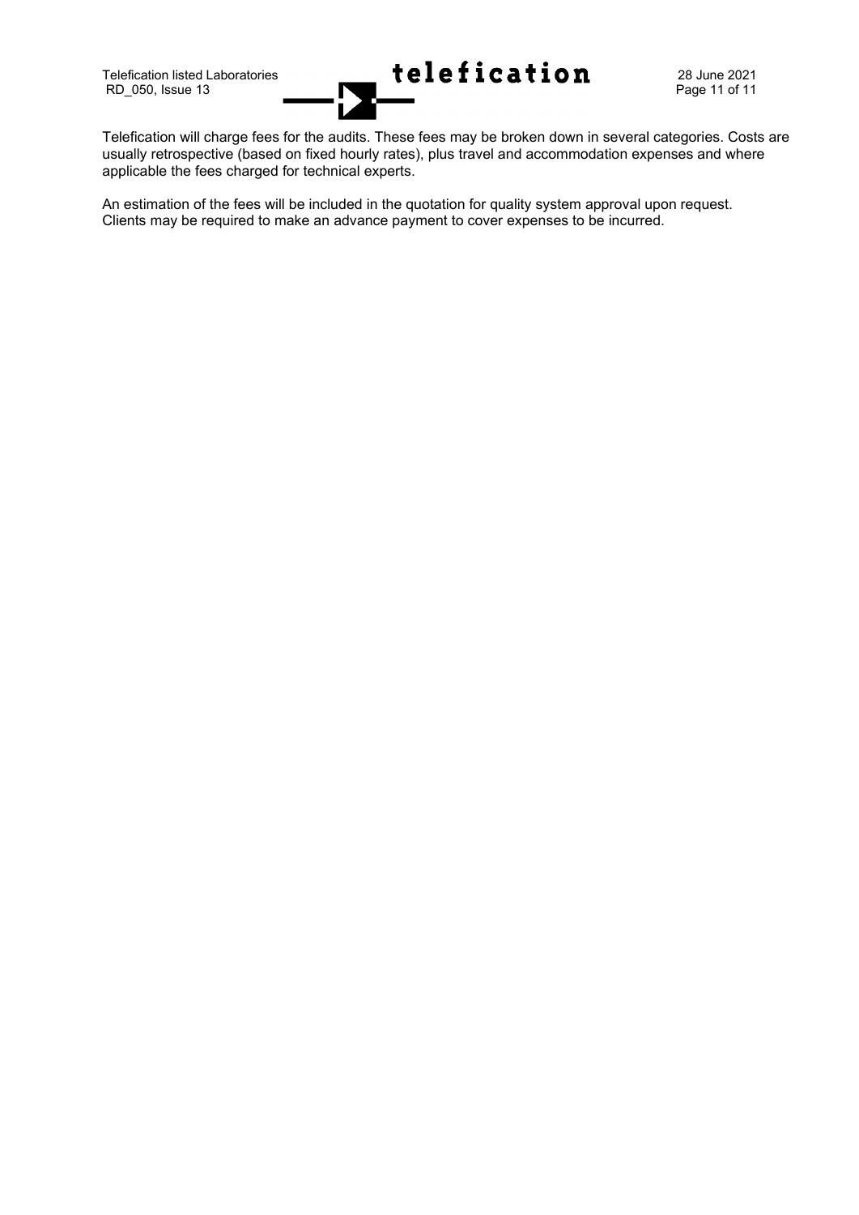Telefication will charge fees for the audits. These fees may be broken down in several categories. Costs are usually retrospective (based on fixed hourly rates), plus travel and accommodation expenses and where applicable the fees charged for technical experts.

An estimation of the fees will be included in the quotation for quality system approval upon request. Clients may be required to make an advance payment to cover expenses to be incurred.